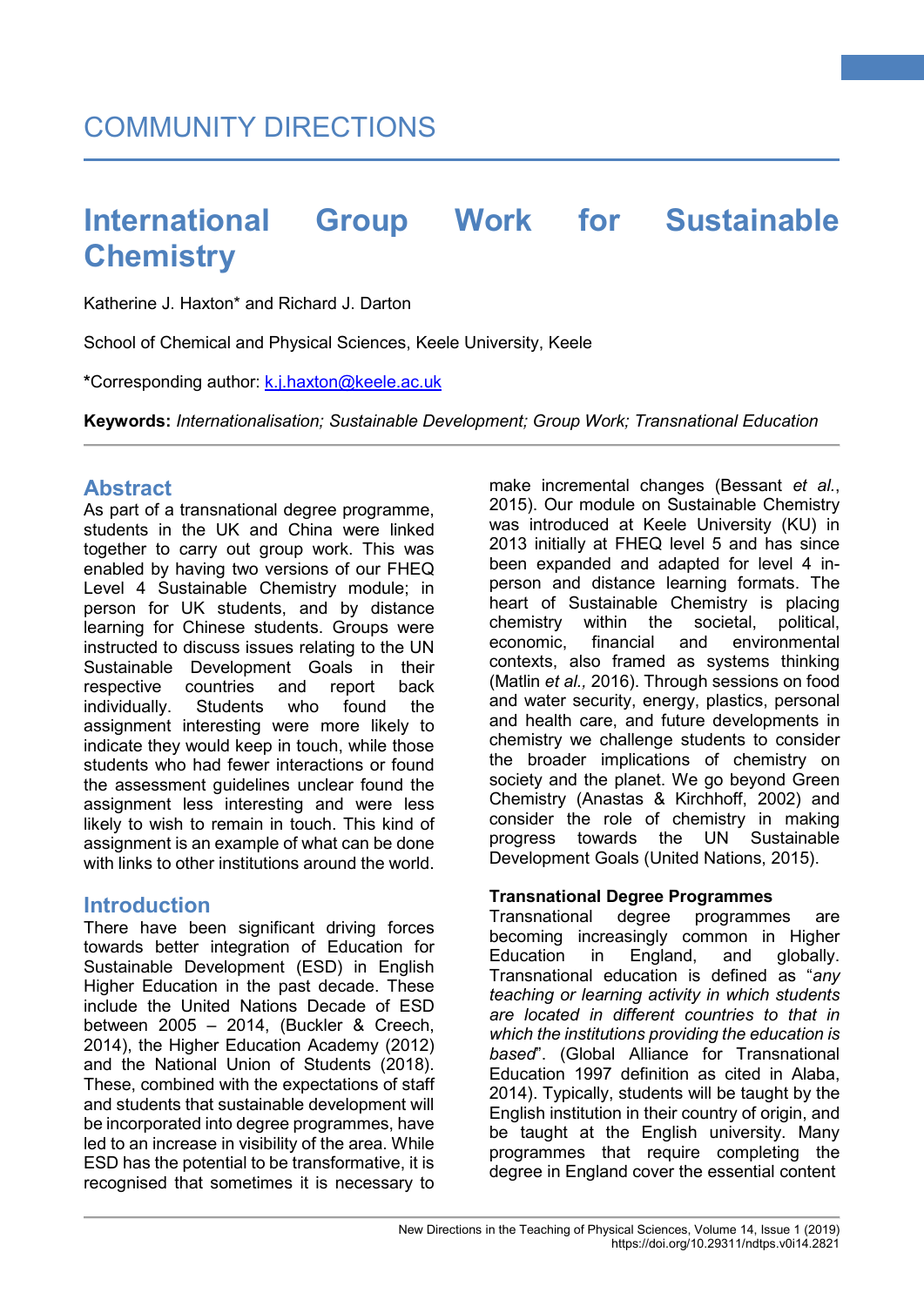COMMUNITY DIRECTIONS

# International Group Work for Sustainable Chemistry

Katherine J. Haxton* and Richard J. Darton

School of Chemical and Physical Sciences, Keele University, Keele

*Corresponding author: k.j.haxton@keele.ac.uk

**Keywords:** *Internationalisation; Sustainable Development; Group Work; Transnational Education*

## Abstract

As part of a transnational degree programme, students in the UK and China were linked together to carry out group work. This was enabled by having two versions of our FHEQ Level 4 Sustainable Chemistry module; in person for UK students, and by distance learning for Chinese students. Groups were instructed to discuss issues relating to the UN Sustainable Development Goals in their respective countries and report back individually. Students who found the assignment interesting were more likely to indicate they would keep in touch, while those students who had fewer interactions or found the assessment guidelines unclear found the assignment less interesting and were less likely to wish to remain in touch. This kind of assignment is an example of what can be done with links to other institutions around the world.

## Introduction

There have been significant driving forces towards better integration of Education for Sustainable Development (ESD) in English Higher Education in the past decade. These include the United Nations Decade of ESD between 2005 – 2014, (Buckler & Creech, 2014), the Higher Education Academy (2012) and the National Union of Students (2018). These, combined with the expectations of staff and students that sustainable development will be incorporated into degree programmes, have led to an increase in visibility of the area. While ESD has the potential to be transformative, it is recognised that sometimes it is necessary to make incremental changes (Bessant *et al.*, 2015). Our module on Sustainable Chemistry was introduced at Keele University (KU) in 2013 initially at FHEQ level 5 and has since been expanded and adapted for level 4 in-person and distance learning formats. The heart of Sustainable Chemistry is placing chemistry within the societal, political, economic, financial and environmental contexts, also framed as systems thinking (Matlin *et al.,* 2016). Through sessions on food and water security, energy, plastics, personal and health care, and future developments in chemistry we challenge students to consider the broader implications of chemistry on society and the planet. We go beyond Green Chemistry (Anastas & Kirchhoff, 2002) and consider the role of chemistry in making progress towards the UN Sustainable Development Goals (United Nations, 2015).

### Transnational Degree Programmes

Transnational degree programmes are becoming increasingly common in Higher Education in England, and globally. Transnational education is defined as "*any teaching or learning activity in which students are located in different countries to that in which the institutions providing the education is based*". (Global Alliance for Transnational Education 1997 definition as cited in Alaba, 2014). Typically, students will be taught by the English institution in their country of origin, and be taught at the English university. Many programmes that require completing the degree in England cover the essential content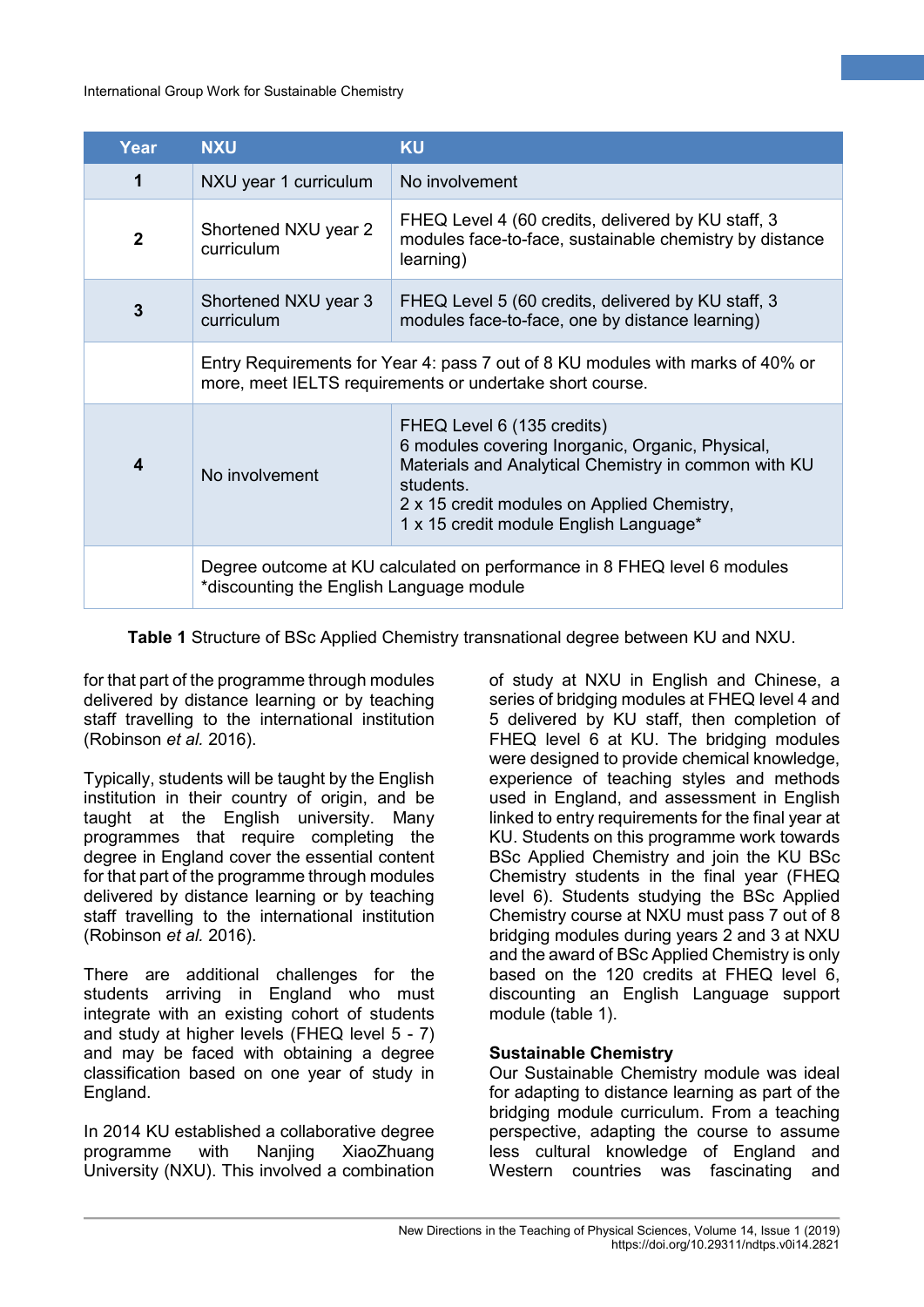| Year | NXU | KU |
|---|---|---|
| 1 | NXU year 1 curriculum | No involvement |
| 2 | Shortened NXU year 2 curriculum | FHEQ Level 4 (60 credits, delivered by KU staff, 3 modules face-to-face, sustainable chemistry by distance learning) |
| 3 | Shortened NXU year 3 curriculum | FHEQ Level 5 (60 credits, delivered by KU staff, 3 modules face-to-face, one by distance learning) |
| | Entry Requirements for Year 4: pass 7 out of 8 KU modules with marks of 40% or more, meet IELTS requirements or undertake short course. | |
| 4 | No involvement | FHEQ Level 6 (135 credits)<br>6 modules covering Inorganic, Organic, Physical, Materials and Analytical Chemistry in common with KU students.<br>2 x 15 credit modules on Applied Chemistry,<br>1 x 15 credit module English Language* |
| | Degree outcome at KU calculated on performance in 8 FHEQ level 6 modules *discounting the English Language module | |

**Table 1** Structure of BSc Applied Chemistry transnational degree between KU and NXU.

for that part of the programme through modules delivered by distance learning or by teaching staff travelling to the international institution (Robinson *et al.* 2016).

Typically, students will be taught by the English institution in their country of origin, and be taught at the English university. Many programmes that require completing the degree in England cover the essential content for that part of the programme through modules delivered by distance learning or by teaching staff travelling to the international institution (Robinson *et al.* 2016).

There are additional challenges for the students arriving in England who must integrate with an existing cohort of students and study at higher levels (FHEQ level 5 - 7) and may be faced with obtaining a degree classification based on one year of study in England.

In 2014 KU established a collaborative degree programme with Nanjing XiaoZhuang University (NXU). This involved a combination of study at NXU in English and Chinese, a series of bridging modules at FHEQ level 4 and 5 delivered by KU staff, then completion of FHEQ level 6 at KU. The bridging modules were designed to provide chemical knowledge, experience of teaching styles and methods used in England, and assessment in English linked to entry requirements for the final year at KU. Students on this programme work towards BSc Applied Chemistry and join the KU BSc Chemistry students in the final year (FHEQ level 6). Students studying the BSc Applied Chemistry course at NXU must pass 7 out of 8 bridging modules during years 2 and 3 at NXU and the award of BSc Applied Chemistry is only based on the 120 credits at FHEQ level 6, discounting an English Language support module (table 1).

## Sustainable Chemistry

Our Sustainable Chemistry module was ideal for adapting to distance learning as part of the bridging module curriculum. From a teaching perspective, adapting the course to assume less cultural knowledge of England and Western countries was fascinating and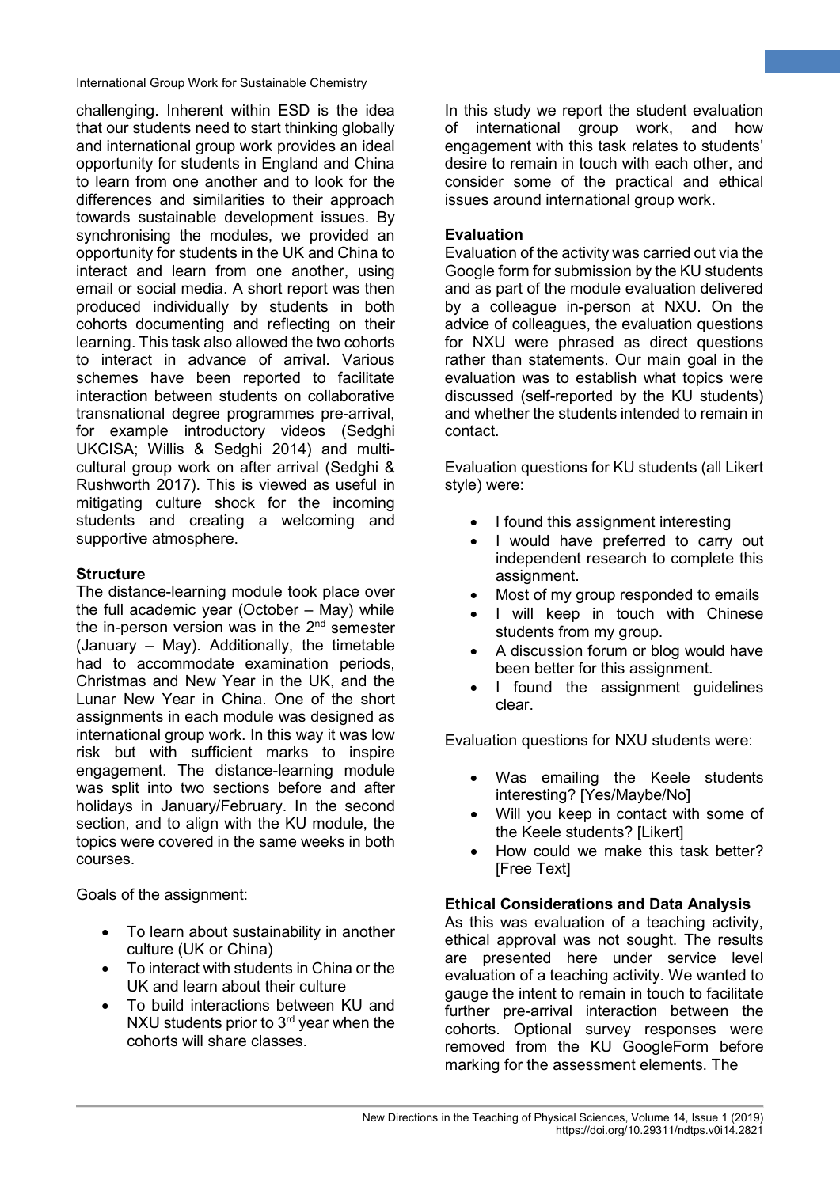challenging. Inherent within ESD is the idea that our students need to start thinking globally and international group work provides an ideal opportunity for students in England and China to learn from one another and to look for the differences and similarities to their approach towards sustainable development issues. By synchronising the modules, we provided an opportunity for students in the UK and China to interact and learn from one another, using email or social media. A short report was then produced individually by students in both cohorts documenting and reflecting on their learning. This task also allowed the two cohorts to interact in advance of arrival. Various schemes have been reported to facilitate interaction between students on collaborative transnational degree programmes pre-arrival, for example introductory videos (Sedghi UKCISA; Willis & Sedghi 2014) and multi-cultural group work on after arrival (Sedghi & Rushworth 2017). This is viewed as useful in mitigating culture shock for the incoming students and creating a welcoming and supportive atmosphere.

### Structure

The distance-learning module took place over the full academic year (October – May) while the in-person version was in the 2nd semester (January – May). Additionally, the timetable had to accommodate examination periods, Christmas and New Year in the UK, and the Lunar New Year in China. One of the short assignments in each module was designed as international group work. In this way it was low risk but with sufficient marks to inspire engagement. The distance-learning module was split into two sections before and after holidays in January/February. In the second section, and to align with the KU module, the topics were covered in the same weeks in both courses.

Goals of the assignment:

- To learn about sustainability in another culture (UK or China)
- To interact with students in China or the UK and learn about their culture
- To build interactions between KU and NXU students prior to 3rd year when the cohorts will share classes.

In this study we report the student evaluation of international group work, and how engagement with this task relates to students' desire to remain in touch with each other, and consider some of the practical and ethical issues around international group work.

### Evaluation

Evaluation of the activity was carried out via the Google form for submission by the KU students and as part of the module evaluation delivered by a colleague in-person at NXU. On the advice of colleagues, the evaluation questions for NXU were phrased as direct questions rather than statements. Our main goal in the evaluation was to establish what topics were discussed (self-reported by the KU students) and whether the students intended to remain in contact.

Evaluation questions for KU students (all Likert style) were:

- I found this assignment interesting
- I would have preferred to carry out independent research to complete this assignment.
- Most of my group responded to emails
- I will keep in touch with Chinese students from my group.
- A discussion forum or blog would have been better for this assignment.
- I found the assignment guidelines clear.

Evaluation questions for NXU students were:

- Was emailing the Keele students interesting? [Yes/Maybe/No]
- Will you keep in contact with some of the Keele students? [Likert]
- How could we make this task better? [Free Text]

### Ethical Considerations and Data Analysis

As this was evaluation of a teaching activity, ethical approval was not sought. The results are presented here under service level evaluation of a teaching activity. We wanted to gauge the intent to remain in touch to facilitate further pre-arrival interaction between the cohorts. Optional survey responses were removed from the KU GoogleForm before marking for the assessment elements. The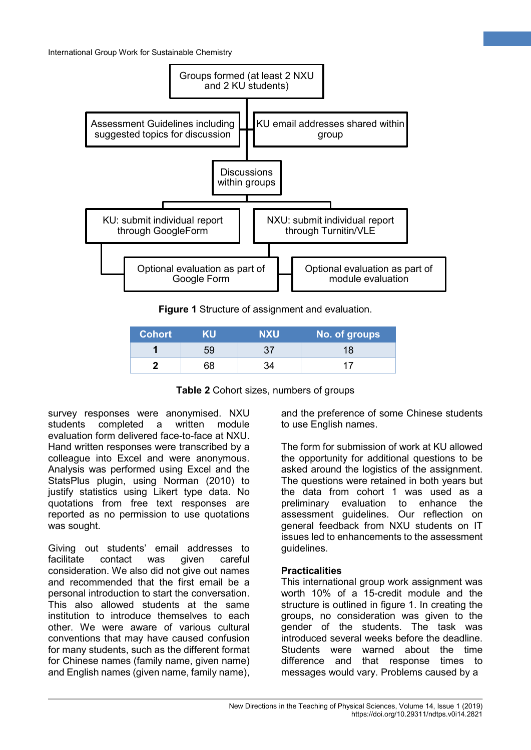Groups formed (at least 2 NXU and 2 KU students)

Assessment Guidelines including suggested topics for discussion

KU email addresses shared within group

Discussions within groups

KU: submit individual report through GoogleForm

NXU: submit individual report through Turnitin/VLE

Optional evaluation as part of Google Form

Optional evaluation as part of module evaluation

**Figure 1** Structure of assignment and evaluation.

| Cohort | KU | NXU | No. of groups |
|---|---|---|---|
| **1** | 59 | 37 | 18 |
| **2** | 68 | 34 | 17 |

**Table 2** Cohort sizes, numbers of groups

survey responses were anonymised. NXU students completed a written module evaluation form delivered face-to-face at NXU. Hand written responses were transcribed by a colleague into Excel and were anonymous. Analysis was performed using Excel and the StatsPlus plugin, using Norman (2010) to justify statistics using Likert type data. No quotations from free text responses are reported as no permission to use quotations was sought.

Giving out students' email addresses to facilitate contact was given careful consideration. We also did not give out names and recommended that the first email be a personal introduction to start the conversation. This also allowed students at the same institution to introduce themselves to each other. We were aware of various cultural conventions that may have caused confusion for many students, such as the different format for Chinese names (family name, given name) and English names (given name, family name), and the preference of some Chinese students to use English names.

The form for submission of work at KU allowed the opportunity for additional questions to be asked around the logistics of the assignment. The questions were retained in both years but the data from cohort 1 was used as a preliminary evaluation to enhance the assessment guidelines. Our reflection on general feedback from NXU students on IT issues led to enhancements to the assessment guidelines.

### Practicalities

This international group work assignment was worth 10% of a 15-credit module and the structure is outlined in figure 1. In creating the groups, no consideration was given to the gender of the students. The task was introduced several weeks before the deadline. Students were warned about the time difference and that response times to messages would vary. Problems caused by a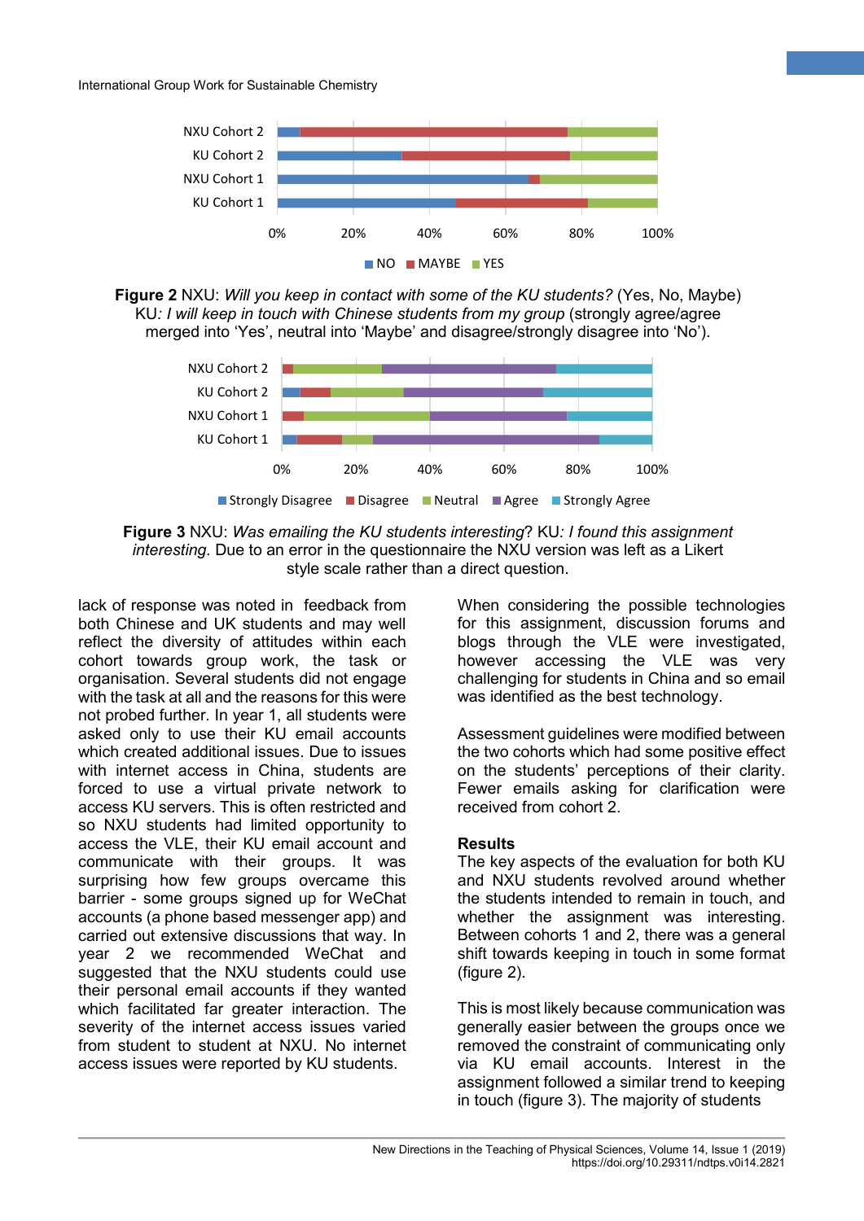**Figure 2** NXU: *Will you keep in contact with some of the KU students?* (Yes, No, Maybe) KU*: I will keep in touch with Chinese students from my group* (strongly agree/agree merged into 'Yes', neutral into 'Maybe' and disagree/strongly disagree into 'No').

**Figure 3** NXU: *Was emailing the KU students interesting*? KU*: I found this assignment interesting*. Due to an error in the questionnaire the NXU version was left as a Likert style scale rather than a direct question.

lack of response was noted in feedback from both Chinese and UK students and may well reflect the diversity of attitudes within each cohort towards group work, the task or organisation. Several students did not engage with the task at all and the reasons for this were not probed further. In year 1, all students were asked only to use their KU email accounts which created additional issues. Due to issues with internet access in China, students are forced to use a virtual private network to access KU servers. This is often restricted and so NXU students had limited opportunity to access the VLE, their KU email account and communicate with their groups. It was surprising how few groups overcame this barrier - some groups signed up for WeChat accounts (a phone based messenger app) and carried out extensive discussions that way. In year 2 we recommended WeChat and suggested that the NXU students could use their personal email accounts if they wanted which facilitated far greater interaction. The severity of the internet access issues varied from student to student at NXU. No internet access issues were reported by KU students.

When considering the possible technologies for this assignment, discussion forums and blogs through the VLE were investigated, however accessing the VLE was very challenging for students in China and so email was identified as the best technology.

Assessment guidelines were modified between the two cohorts which had some positive effect on the students' perceptions of their clarity. Fewer emails asking for clarification were received from cohort 2.

**Results**

The key aspects of the evaluation for both KU and NXU students revolved around whether the students intended to remain in touch, and whether the assignment was interesting. Between cohorts 1 and 2, there was a general shift towards keeping in touch in some format (figure 2).

This is most likely because communication was generally easier between the groups once we removed the constraint of communicating only via KU email accounts. Interest in the assignment followed a similar trend to keeping in touch (figure 3). The majority of students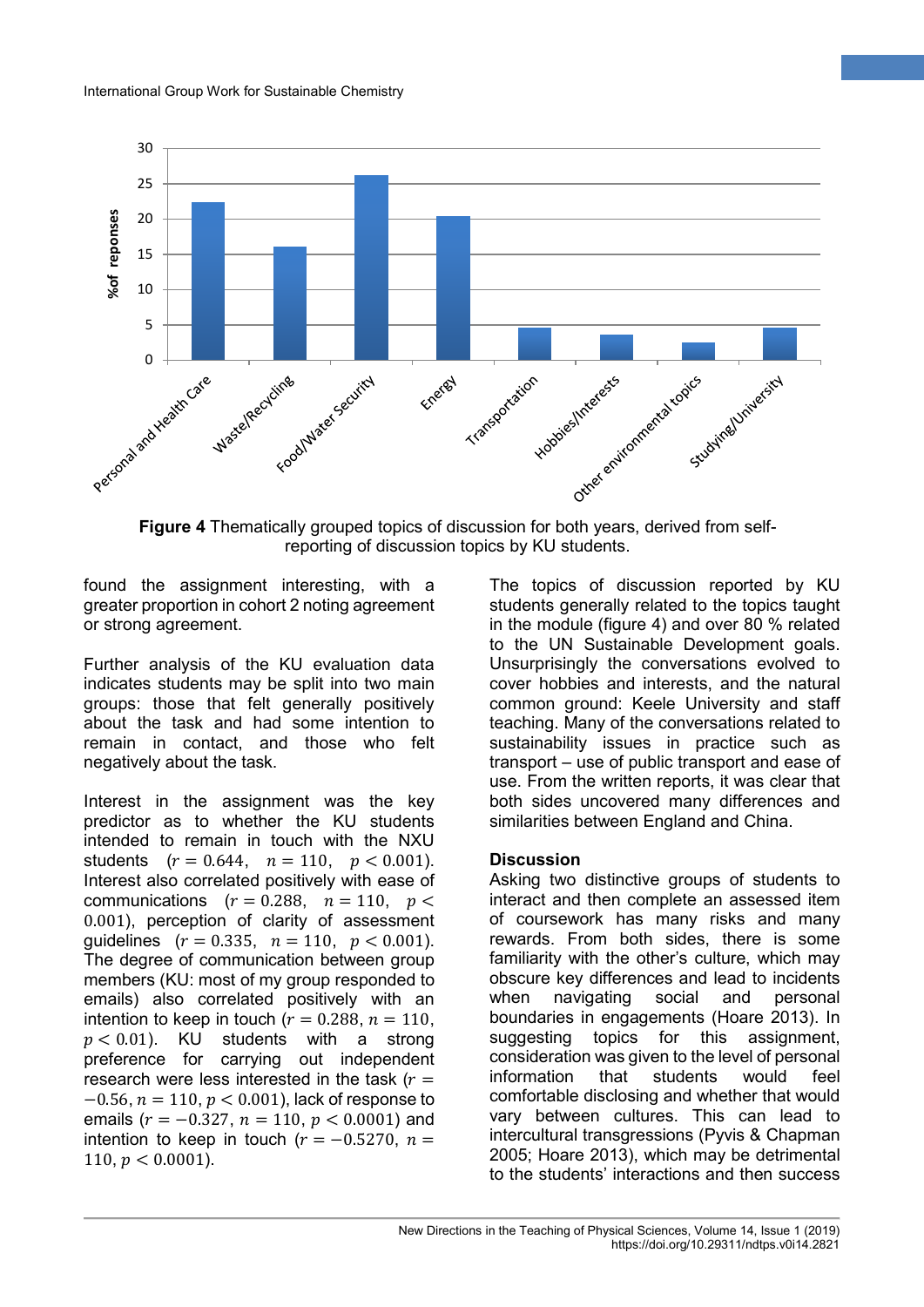**Figure 4** Thematically grouped topics of discussion for both years, derived from self-reporting of discussion topics by KU students.

found the assignment interesting, with a greater proportion in cohort 2 noting agreement or strong agreement.

Further analysis of the KU evaluation data indicates students may be split into two main groups: those that felt generally positively about the task and had some intention to remain in contact, and those who felt negatively about the task.

Interest in the assignment was the key predictor as to whether the KU students intended to remain in touch with the NXU students ($r = 0.644$, $n = 110$, $p < 0.001$). Interest also correlated positively with ease of communications ($r = 0.288$, $n = 110$, $p < 0.001$), perception of clarity of assessment guidelines ($r = 0.335$, $n = 110$, $p < 0.001$). The degree of communication between group members (KU: most of my group responded to emails) also correlated positively with an intention to keep in touch ($r = 0.288$, $n = 110$, $p < 0.01$). KU students with a strong preference for carrying out independent research were less interested in the task ($r = -0.56$, $n = 110$, $p < 0.001$), lack of response to emails ($r = -0.327$, $n = 110$, $p < 0.0001$) and intention to keep in touch ($r = -0.5270$, $n = 110$, $p < 0.0001$).

The topics of discussion reported by KU students generally related to the topics taught in the module (figure 4) and over 80 % related to the UN Sustainable Development goals. Unsurprisingly the conversations evolved to cover hobbies and interests, and the natural common ground: Keele University and staff teaching. Many of the conversations related to sustainability issues in practice such as transport – use of public transport and ease of use. From the written reports, it was clear that both sides uncovered many differences and similarities between England and China.

## Discussion

Asking two distinctive groups of students to interact and then complete an assessed item of coursework has many risks and many rewards. From both sides, there is some familiarity with the other's culture, which may obscure key differences and lead to incidents when navigating social and personal boundaries in engagements (Hoare 2013). In suggesting topics for this assignment, consideration was given to the level of personal information that students would feel comfortable disclosing and whether that would vary between cultures. This can lead to intercultural transgressions (Pyvis & Chapman 2005; Hoare 2013), which may be detrimental to the students' interactions and then success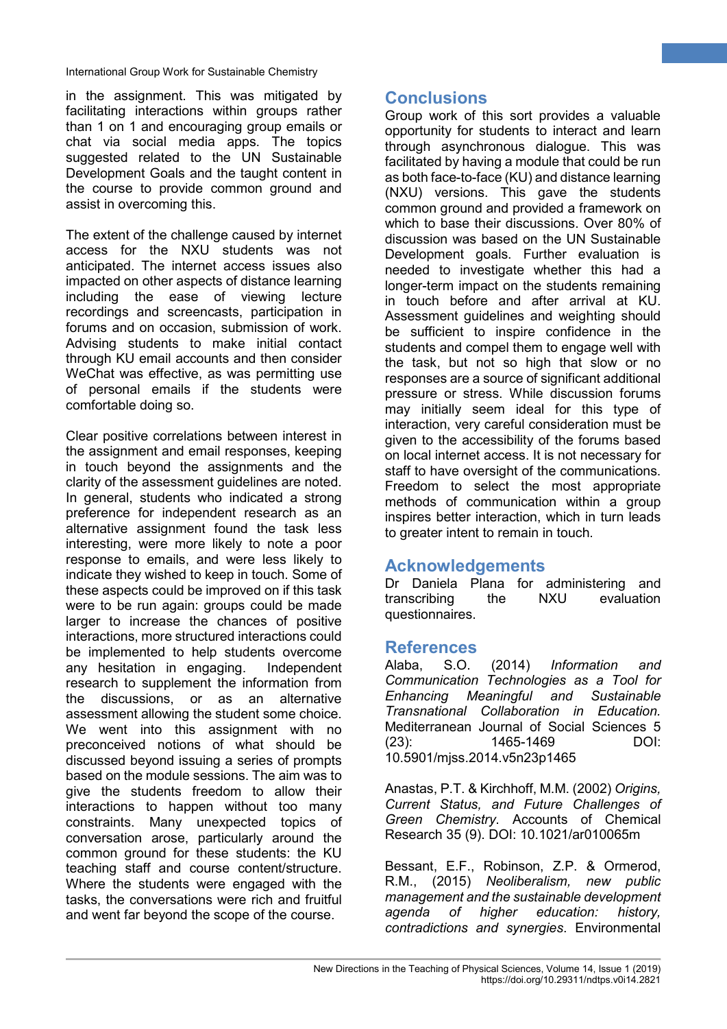in the assignment. This was mitigated by facilitating interactions within groups rather than 1 on 1 and encouraging group emails or chat via social media apps. The topics suggested related to the UN Sustainable Development Goals and the taught content in the course to provide common ground and assist in overcoming this.

The extent of the challenge caused by internet access for the NXU students was not anticipated. The internet access issues also impacted on other aspects of distance learning including the ease of viewing lecture recordings and screencasts, participation in forums and on occasion, submission of work. Advising students to make initial contact through KU email accounts and then consider WeChat was effective, as was permitting use of personal emails if the students were comfortable doing so.

Clear positive correlations between interest in the assignment and email responses, keeping in touch beyond the assignments and the clarity of the assessment guidelines are noted. In general, students who indicated a strong preference for independent research as an alternative assignment found the task less interesting, were more likely to note a poor response to emails, and were less likely to indicate they wished to keep in touch. Some of these aspects could be improved on if this task were to be run again: groups could be made larger to increase the chances of positive interactions, more structured interactions could be implemented to help students overcome any hesitation in engaging. Independent research to supplement the information from the discussions, or as an alternative assessment allowing the student some choice. We went into this assignment with no preconceived notions of what should be discussed beyond issuing a series of prompts based on the module sessions. The aim was to give the students freedom to allow their interactions to happen without too many constraints. Many unexpected topics of conversation arose, particularly around the common ground for these students: the KU teaching staff and course content/structure. Where the students were engaged with the tasks, the conversations were rich and fruitful and went far beyond the scope of the course.

## Conclusions

Group work of this sort provides a valuable opportunity for students to interact and learn through asynchronous dialogue. This was facilitated by having a module that could be run as both face-to-face (KU) and distance learning (NXU) versions. This gave the students common ground and provided a framework on which to base their discussions. Over 80% of discussion was based on the UN Sustainable Development goals. Further evaluation is needed to investigate whether this had a longer-term impact on the students remaining in touch before and after arrival at KU. Assessment guidelines and weighting should be sufficient to inspire confidence in the students and compel them to engage well with the task, but not so high that slow or no responses are a source of significant additional pressure or stress. While discussion forums may initially seem ideal for this type of interaction, very careful consideration must be given to the accessibility of the forums based on local internet access. It is not necessary for staff to have oversight of the communications. Freedom to select the most appropriate methods of communication within a group inspires better interaction, which in turn leads to greater intent to remain in touch.

## Acknowledgements

Dr Daniela Plana for administering and transcribing the NXU evaluation questionnaires.

## References

Alaba, S.O. (2014) *Information and Communication Technologies as a Tool for Enhancing Meaningful and Sustainable Transnational Collaboration in Education.* Mediterranean Journal of Social Sciences 5 (23): 1465-1469 DOI: 10.5901/mjss.2014.v5n23p1465

Anastas, P.T. & Kirchhoff, M.M. (2002) *Origins, Current Status, and Future Challenges of Green Chemistry*. Accounts of Chemical Research 35 (9). DOI: 10.1021/ar010065m

Bessant, E.F., Robinson, Z.P. & Ormerod, R.M., (2015) *Neoliberalism, new public management and the sustainable development agenda of higher education: history, contradictions and synergies.* Environmental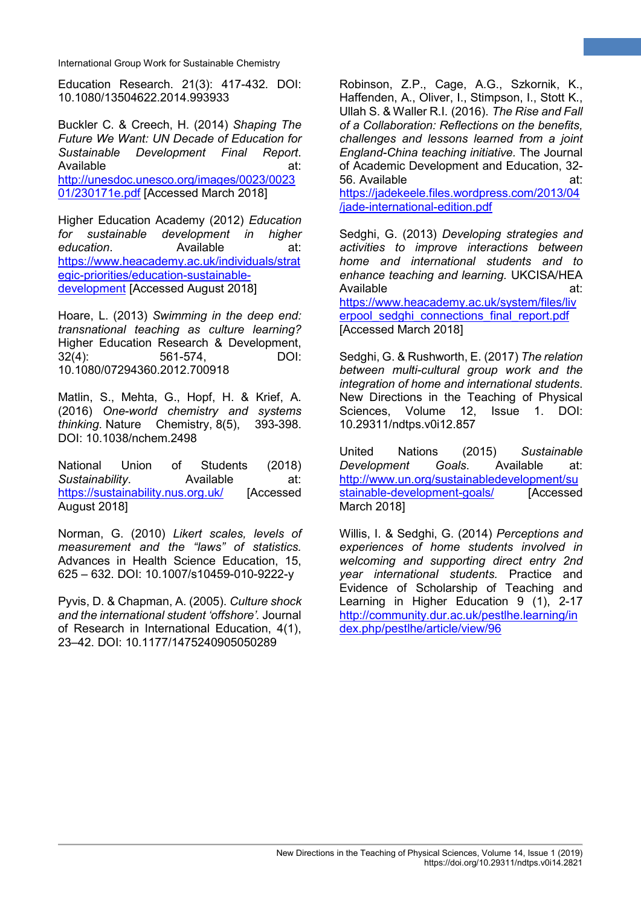Education Research. 21(3): 417-432. DOI: 10.1080/13504622.2014.993933

Buckler C. & Creech, H. (2014) *Shaping The Future We Want: UN Decade of Education for Sustainable Development Final Report*. Available at: http://unesdoc.unesco.org/images/0023/002301/230171e.pdf [Accessed March 2018]

Higher Education Academy (2012) *Education for sustainable development in higher education*. Available at: https://www.heacademy.ac.uk/individuals/strategic-priorities/education-sustainable-development [Accessed August 2018]

Hoare, L. (2013) *Swimming in the deep end: transnational teaching as culture learning?* Higher Education Research & Development, 32(4): 561-574, DOI: 10.1080/07294360.2012.700918

Matlin, S., Mehta, G., Hopf, H. & Krief, A. (2016) *One-world chemistry and systems thinking*. Nature Chemistry, 8(5), 393-398. DOI: 10.1038/nchem.2498

National Union of Students (2018) *Sustainability*. Available at: https://sustainability.nus.org.uk/ [Accessed August 2018]

Norman, G. (2010) *Likert scales, levels of measurement and the "laws" of statistics.* Advances in Health Science Education, 15, 625 – 632. DOI: 10.1007/s10459-010-9222-y

Pyvis, D. & Chapman, A. (2005). *Culture shock and the international student 'offshore'.* Journal of Research in International Education, 4(1), 23–42. DOI: 10.1177/1475240905050289

Robinson, Z.P., Cage, A.G., Szkornik, K., Haffenden, A., Oliver, I., Stimpson, I., Stott K., Ullah S. & Waller R.I. (2016). *The Rise and Fall of a Collaboration: Reflections on the benefits, challenges and lessons learned from a joint England-China teaching initiative.* The Journal of Academic Development and Education, 32-56. Available at: https://jadekeele.files.wordpress.com/2013/04/jade-international-edition.pdf

Seghi, G. (2013) *Developing strategies and activities to improve interactions between home and international students and to enhance teaching and learning.* UKCISA/HEA Available at: https://www.heacademy.ac.uk/system/files/liverpool_sedghi_connections_final_report.pdf [Accessed March 2018]

Sedghi, G. & Rushworth, E. (2017) *The relation between multi-cultural group work and the integration of home and international students*. New Directions in the Teaching of Physical Sciences, Volume 12, Issue 1. DOI: 10.29311/ndtps.v0i12.857

United Nations (2015) *Sustainable Development Goals*. Available at: http://www.un.org/sustainabledevelopment/sustainable-development-goals/ [Accessed March 2018]

Willis, I. & Sedghi, G. (2014) *Perceptions and experiences of home students involved in welcoming and supporting direct entry 2nd year international students.* Practice and Evidence of Scholarship of Teaching and Learning in Higher Education 9 (1), 2-17 http://community.dur.ac.uk/pestlhe.learning/index.php/pestlhe/article/view/96